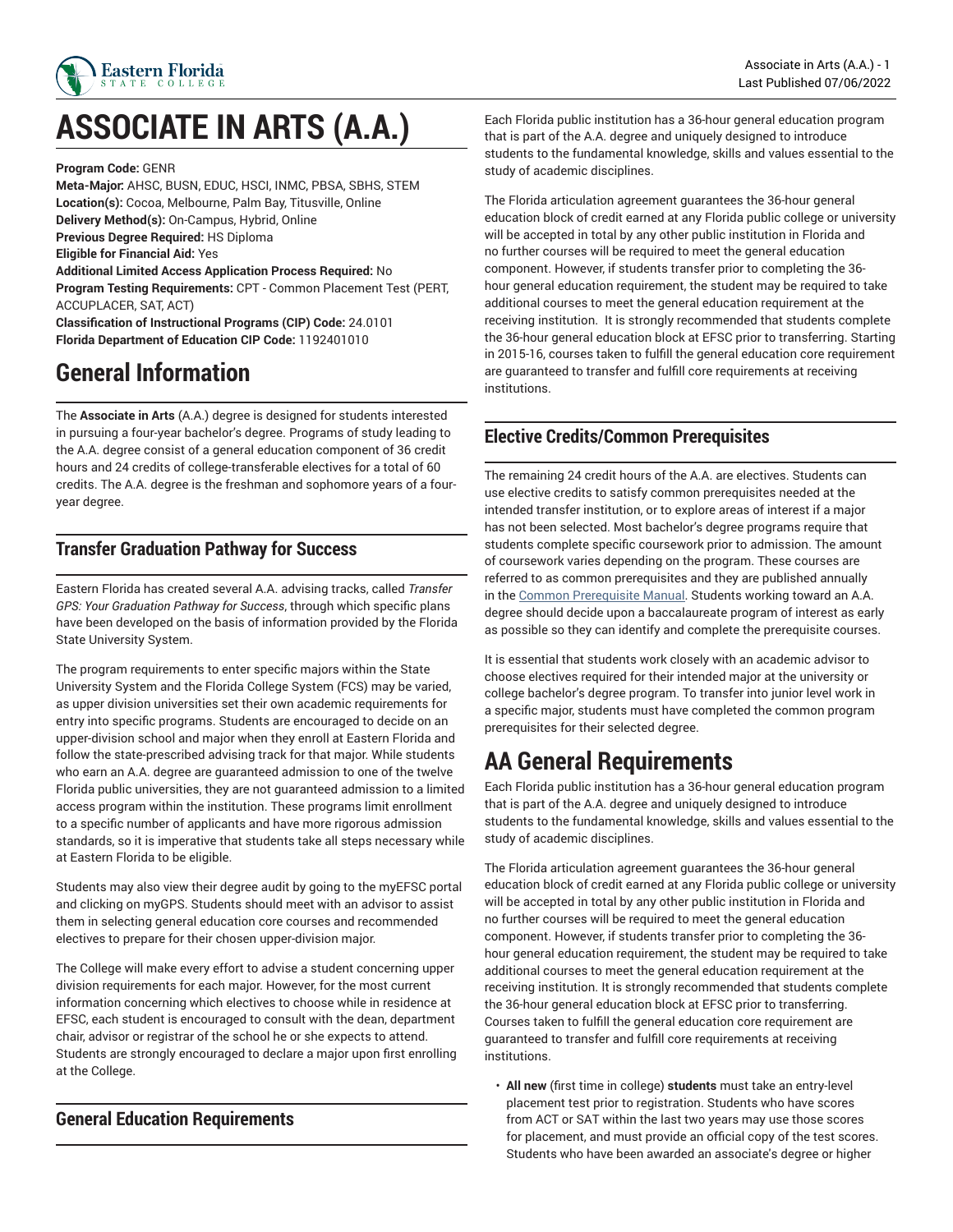# ASSOCIATE IN ARTS (A.A.)

**Program Code:** GENR
**Meta-Major:** AHSC, BUSN, EDUC, HSCI, INMC, PBSA, SBHS, STEM
**Location(s):** Cocoa, Melbourne, Palm Bay, Titusville, Online
**Delivery Method(s):** On-Campus, Hybrid, Online
**Previous Degree Required:** HS Diploma
**Eligible for Financial Aid:** Yes
**Additional Limited Access Application Process Required:** No
**Program Testing Requirements:** CPT - Common Placement Test (PERT, ACCUPLACER, SAT, ACT)
**Classification of Instructional Programs (CIP) Code:** 24.0101
**Florida Department of Education CIP Code:** 1192401010

# General Information

The **Associate in Arts** (A.A.) degree is designed for students interested in pursuing a four-year bachelor's degree. Programs of study leading to the A.A. degree consist of a general education component of 36 credit hours and 24 credits of college-transferable electives for a total of 60 credits. The A.A. degree is the freshman and sophomore years of a four-year degree.

## Transfer Graduation Pathway for Success

Eastern Florida has created several A.A. advising tracks, called *Transfer GPS: Your Graduation Pathway for Success*, through which specific plans have been developed on the basis of information provided by the Florida State University System.

The program requirements to enter specific majors within the State University System and the Florida College System (FCS) may be varied, as upper division universities set their own academic requirements for entry into specific programs. Students are encouraged to decide on an upper-division school and major when they enroll at Eastern Florida and follow the state-prescribed advising track for that major. While students who earn an A.A. degree are guaranteed admission to one of the twelve Florida public universities, they are not guaranteed admission to a limited access program within the institution. These programs limit enrollment to a specific number of applicants and have more rigorous admission standards, so it is imperative that students take all steps necessary while at Eastern Florida to be eligible.

Students may also view their degree audit by going to the myEFSC portal and clicking on myGPS. Students should meet with an advisor to assist them in selecting general education core courses and recommended electives to prepare for their chosen upper-division major.

The College will make every effort to advise a student concerning upper division requirements for each major. However, for the most current information concerning which electives to choose while in residence at EFSC, each student is encouraged to consult with the dean, department chair, advisor or registrar of the school he or she expects to attend. Students are strongly encouraged to declare a major upon first enrolling at the College.

## General Education Requirements

Each Florida public institution has a 36-hour general education program that is part of the A.A. degree and uniquely designed to introduce students to the fundamental knowledge, skills and values essential to the study of academic disciplines.

The Florida articulation agreement guarantees the 36-hour general education block of credit earned at any Florida public college or university will be accepted in total by any other public institution in Florida and no further courses will be required to meet the general education component. However, if students transfer prior to completing the 36-hour general education requirement, the student may be required to take additional courses to meet the general education requirement at the receiving institution. It is strongly recommended that students complete the 36-hour general education block at EFSC prior to transferring. Starting in 2015-16, courses taken to fulfill the general education core requirement are guaranteed to transfer and fulfill core requirements at receiving institutions.

## Elective Credits/Common Prerequisites

The remaining 24 credit hours of the A.A. are electives. Students can use elective credits to satisfy common prerequisites needed at the intended transfer institution, or to explore areas of interest if a major has not been selected. Most bachelor's degree programs require that students complete specific coursework prior to admission. The amount of coursework varies depending on the program. These courses are referred to as common prerequisites and they are published annually in the Common Prerequisite Manual. Students working toward an A.A. degree should decide upon a baccalaureate program of interest as early as possible so they can identify and complete the prerequisite courses.

It is essential that students work closely with an academic advisor to choose electives required for their intended major at the university or college bachelor's degree program. To transfer into junior level work in a specific major, students must have completed the common program prerequisites for their selected degree.

# AA General Requirements

Each Florida public institution has a 36-hour general education program that is part of the A.A. degree and uniquely designed to introduce students to the fundamental knowledge, skills and values essential to the study of academic disciplines.

The Florida articulation agreement guarantees the 36-hour general education block of credit earned at any Florida public college or university will be accepted in total by any other public institution in Florida and no further courses will be required to meet the general education component. However, if students transfer prior to completing the 36-hour general education requirement, the student may be required to take additional courses to meet the general education requirement at the receiving institution. It is strongly recommended that students complete the 36-hour general education block at EFSC prior to transferring. Courses taken to fulfill the general education core requirement are guaranteed to transfer and fulfill core requirements at receiving institutions.

- **All new** (first time in college) **students** must take an entry-level placement test prior to registration. Students who have scores from ACT or SAT within the last two years may use those scores for placement, and must provide an official copy of the test scores. Students who have been awarded an associate's degree or higher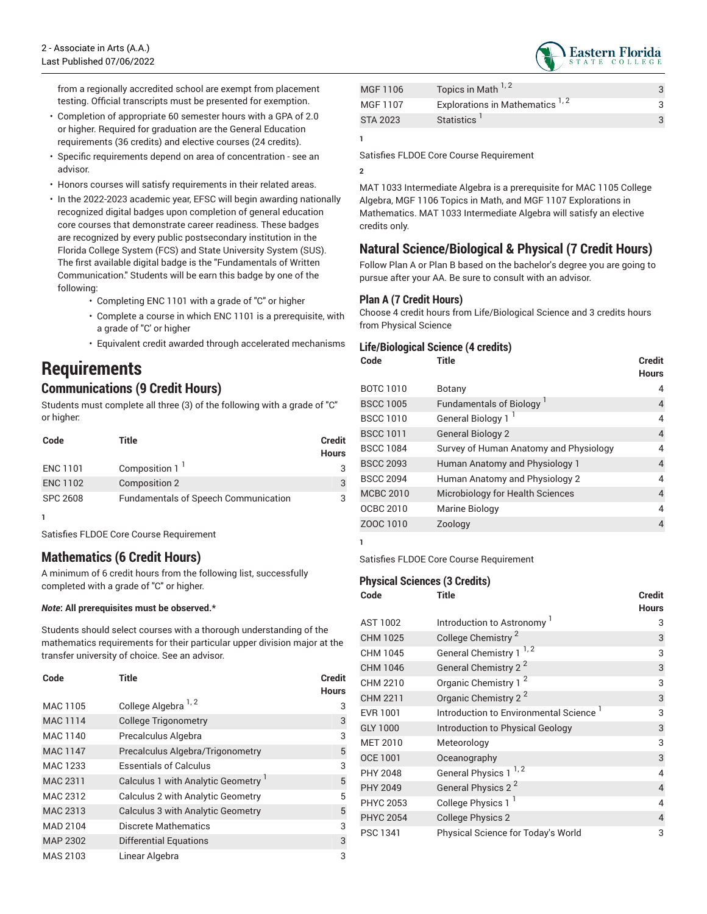from a regionally accredited school are exempt from placement testing. Official transcripts must be presented for exemption.

- Completion of appropriate 60 semester hours with a GPA of 2.0 or higher. Required for graduation are the General Education requirements (36 credits) and elective courses (24 credits).
- Specific requirements depend on area of concentration - see an advisor.
- Honors courses will satisfy requirements in their related areas.
- In the 2022-2023 academic year, EFSC will begin awarding nationally recognized digital badges upon completion of general education core courses that demonstrate career readiness. These badges are recognized by every public postsecondary institution in the Florida College System (FCS) and State University System (SUS). The first available digital badge is the "Fundamentals of Written Communication." Students will be earn this badge by one of the following:
    - Completing ENC 1101 with a grade of "C" or higher
    - Complete a course in which ENC 1101 is a prerequisite, with a grade of "C' or higher
    - Equivalent credit awarded through accelerated mechanisms

# Requirements

## Communications (9 Credit Hours)

Students must complete all three (3) of the following with a grade of "C" or higher:

| Code | Title | Credit Hours |
|---|---|---|
| ENC 1101 | Composition 1 [1] | 3 |
| ENC 1102 | Composition 2 | 3 |
| SPC 2608 | Fundamentals of Speech Communication | 3 |

1

Satisfies FLDOE Core Course Requirement

## Mathematics (6 Credit Hours)

A minimum of 6 credit hours from the following list, successfully completed with a grade of "C" or higher.

***Note*: All prerequisites must be observed.***

Students should select courses with a thorough understanding of the mathematics requirements for their particular upper division major at the transfer university of choice. See an advisor.

| Code | Title | Credit Hours |
|---|---|---|
| MAC 1105 | College Algebra [1, 2] | 3 |
| MAC 1114 | College Trigonometry | 3 |
| MAC 1140 | Precalculus Algebra | 3 |
| MAC 1147 | Precalculus Algebra/Trigonometry | 5 |
| MAC 1233 | Essentials of Calculus | 3 |
| MAC 2311 | Calculus 1 with Analytic Geometry [1] | 5 |
| MAC 2312 | Calculus 2 with Analytic Geometry | 5 |
| MAC 2313 | Calculus 3 with Analytic Geometry | 5 |
| MAD 2104 | Discrete Mathematics | 3 |
| MAP 2302 | Differential Equations | 3 |
| MAS 2103 | Linear Algebra | 3 |
| MGF 1106 | Topics in Math [1, 2] | 3 |
| MGF 1107 | Explorations in Mathematics [1, 2] | 3 |
| STA 2023 | Statistics [1] | 3 |

1

Satisfies FLDOE Core Course Requirement

2

MAT 1033 Intermediate Algebra is a prerequisite for MAC 1105 College Algebra, MGF 1106 Topics in Math, and MGF 1107 Explorations in Mathematics. MAT 1033 Intermediate Algebra will satisfy an elective credits only.

## Natural Science/Biological & Physical (7 Credit Hours)

Follow Plan A or Plan B based on the bachelor's degree you are going to pursue after your AA. Be sure to consult with an advisor.

### Plan A (7 Credit Hours)

Choose 4 credit hours from Life/Biological Science and 3 credits hours from Physical Science

### Life/Biological Science (4 credits)

| Code | Title | Credit Hours |
|---|---|---|
| BOTC 1010 | Botany | 4 |
| BSCC 1005 | Fundamentals of Biology [1] | 4 |
| BSCC 1010 | General Biology 1 [1] | 4 |
| BSCC 1011 | General Biology 2 | 4 |
| BSCC 1084 | Survey of Human Anatomy and Physiology | 4 |
| BSCC 2093 | Human Anatomy and Physiology 1 | 4 |
| BSCC 2094 | Human Anatomy and Physiology 2 | 4 |
| MCBC 2010 | Microbiology for Health Sciences | 4 |
| OCBC 2010 | Marine Biology | 4 |
| ZOOC 1010 | Zoology | 4 |

1

Satisfies FLDOE Core Course Requirement

### Physical Sciences (3 Credits)

| Code | Title | Credit Hours |
|---|---|---|
| AST 1002 | Introduction to Astronomy [1] | 3 |
| CHM 1025 | College Chemistry [2] | 3 |
| CHM 1045 | General Chemistry 1 [1, 2] | 3 |
| CHM 1046 | General Chemistry 2 [2] | 3 |
| CHM 2210 | Organic Chemistry 1 [2] | 3 |
| CHM 2211 | Organic Chemistry 2 [2] | 3 |
| EVR 1001 | Introduction to Environmental Science [1] | 3 |
| GLY 1000 | Introduction to Physical Geology | 3 |
| MET 2010 | Meteorology | 3 |
| OCE 1001 | Oceanography | 3 |
| PHY 2048 | General Physics 1 [1, 2] | 4 |
| PHY 2049 | General Physics 2 [2] | 4 |
| PHYC 2053 | College Physics 1 [1] | 4 |
| PHYC 2054 | College Physics 2 | 4 |
| PSC 1341 | Physical Science for Today's World | 3 |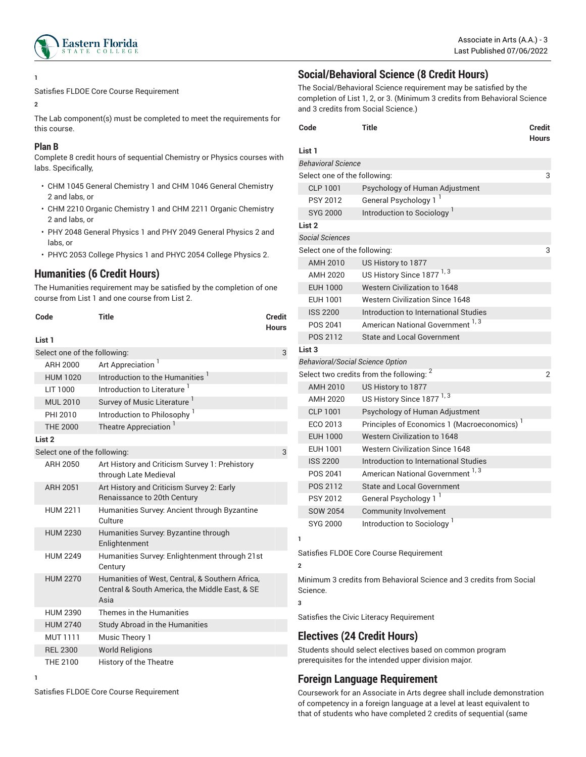1

Satisfies FLDOE Core Course Requirement

2

The Lab component(s) must be completed to meet the requirements for this course.

### Plan B

Complete 8 credit hours of sequential Chemistry or Physics courses with labs. Specifically,

- CHM 1045 General Chemistry 1 and CHM 1046 General Chemistry 2 and labs, or
- CHM 2210 Organic Chemistry 1 and CHM 2211 Organic Chemistry 2 and labs, or
- PHY 2048 General Physics 1 and PHY 2049 General Physics 2 and labs, or
- PHYC 2053 College Physics 1 and PHYC 2054 College Physics 2.

## Humanities (6 Credit Hours)

The Humanities requirement may be satisfied by the completion of one course from List 1 and one course from List 2.

| Code | Title | Credit Hours |
|---|---|---|
| **List 1** | | |
| Select one of the following: | | 3 |
| ARH 2000 | Art Appreciation [1] | |
| HUM 1020 | Introduction to the Humanities [1] | |
| LIT 1000 | Introduction to Literature [1] | |
| MUL 2010 | Survey of Music Literature [1] | |
| PHI 2010 | Introduction to Philosophy [1] | |
| THE 2000 | Theatre Appreciation [1] | |
| **List 2** | | |
| Select one of the following: | | 3 |
| ARH 2050 | Art History and Criticism Survey 1: Prehistory through Late Medieval | |
| ARH 2051 | Art History and Criticism Survey 2: Early Renaissance to 20th Century | |
| HUM 2211 | Humanities Survey: Ancient through Byzantine Culture | |
| HUM 2230 | Humanities Survey: Byzantine through Enlightenment | |
| HUM 2249 | Humanities Survey: Enlightenment through 21st Century | |
| HUM 2270 | Humanities of West, Central, & Southern Africa, Central & South America, the Middle East, & SE Asia | |
| HUM 2390 | Themes in the Humanities | |
| HUM 2740 | Study Abroad in the Humanities | |
| MUT 1111 | Music Theory 1 | |
| REL 2300 | World Religions | |
| THE 2100 | History of the Theatre | |

1

Satisfies FLDOE Core Course Requirement

## Social/Behavioral Science (8 Credit Hours)

The Social/Behavioral Science requirement may be satisfied by the completion of List 1, 2, or 3. (Minimum 3 credits from Behavioral Science and 3 credits from Social Science.)

| Code | Title | Credit Hours |
|---|---|---|
| **List 1** | | |
| *Behavioral Science* | | |
| Select one of the following: | | 3 |
| CLP 1001 | Psychology of Human Adjustment | |
| PSY 2012 | General Psychology 1 [1] | |
| SYG 2000 | Introduction to Sociology [1] | |
| **List 2** | | |
| *Social Sciences* | | |
| Select one of the following: | | 3 |
| AMH 2010 | US History to 1877 | |
| AMH 2020 | US History Since 1877 [1, 3] | |
| EUH 1000 | Western Civilization to 1648 | |
| EUH 1001 | Western Civilization Since 1648 | |
| ISS 2200 | Introduction to International Studies | |
| POS 2041 | American National Government [1, 3] | |
| POS 2112 | State and Local Government | |
| **List 3** | | |
| *Behavioral/Social Science Option* | | |
| Select two credits from the following: [2] | | 2 |
| AMH 2010 | US History to 1877 | |
| AMH 2020 | US History Since 1877 [1, 3] | |
| CLP 1001 | Psychology of Human Adjustment | |
| ECO 2013 | Principles of Economics 1 (Macroeconomics) [1] | |
| EUH 1000 | Western Civilization to 1648 | |
| EUH 1001 | Western Civilization Since 1648 | |
| ISS 2200 | Introduction to International Studies | |
| POS 2041 | American National Government [1, 3] | |
| POS 2112 | State and Local Government | |
| PSY 2012 | General Psychology 1 [1] | |
| SOW 2054 | Community Involvement | |
| SYG 2000 | Introduction to Sociology [1] | |

1

Satisfies FLDOE Core Course Requirement

2

Minimum 3 credits from Behavioral Science and 3 credits from Social Science.

3

Satisfies the Civic Literacy Requirement

## Electives (24 Credit Hours)

Students should select electives based on common program prerequisites for the intended upper division major.

## Foreign Language Requirement

Coursework for an Associate in Arts degree shall include demonstration of competency in a foreign language at a level at least equivalent to that of students who have completed 2 credits of sequential (same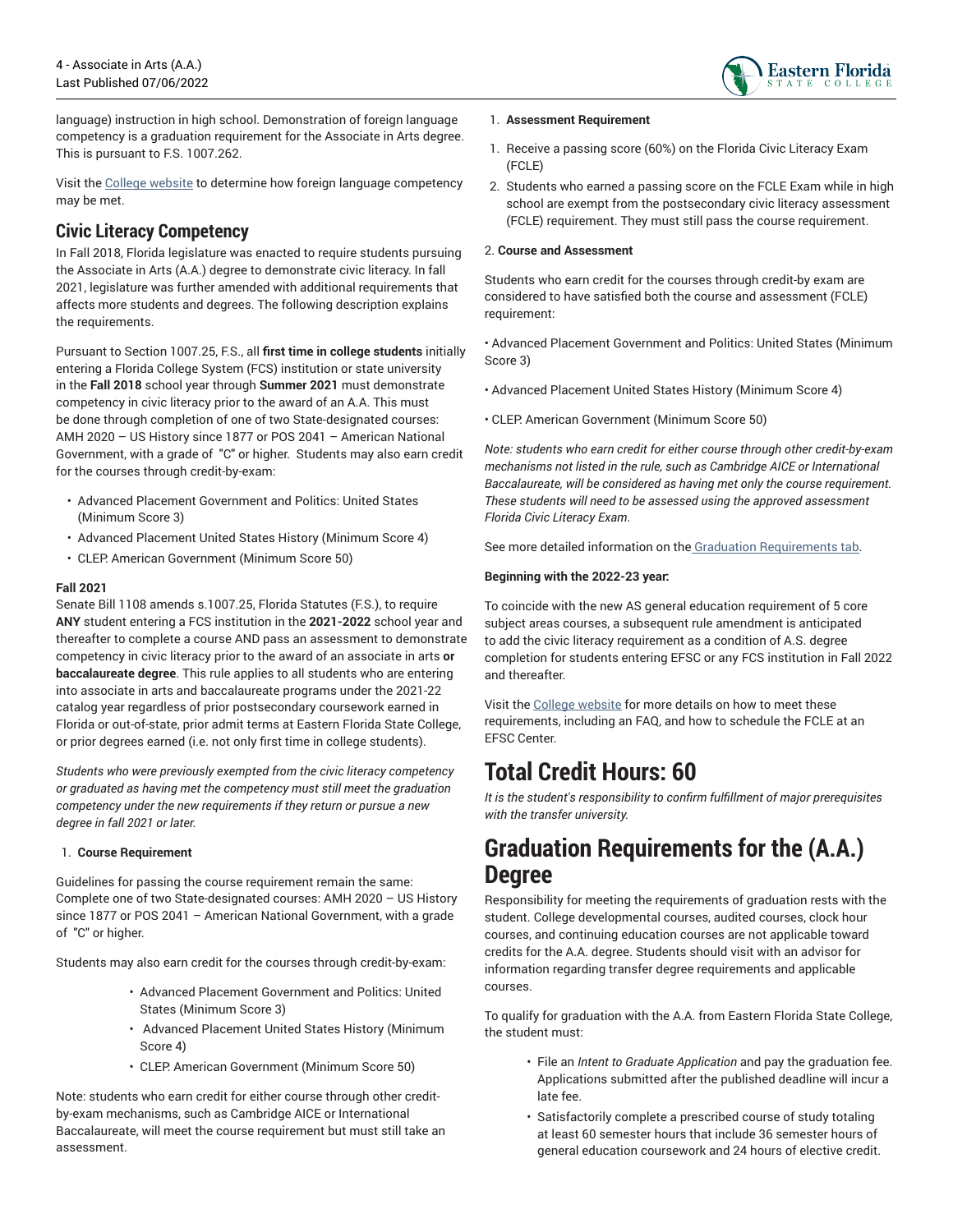language) instruction in high school. Demonstration of foreign language competency is a graduation requirement for the Associate in Arts degree. This is pursuant to F.S. 1007.262.

Visit the College website to determine how foreign language competency may be met.

## Civic Literacy Competency

In Fall 2018, Florida legislature was enacted to require students pursuing the Associate in Arts (A.A.) degree to demonstrate civic literacy. In fall 2021, legislature was further amended with additional requirements that affects more students and degrees. The following description explains the requirements.

Pursuant to Section 1007.25, F.S., all **first time in college students** initially entering a Florida College System (FCS) institution or state university in the **Fall 2018** school year through **Summer 2021** must demonstrate competency in civic literacy prior to the award of an A.A. This must be done through completion of one of two State-designated courses: AMH 2020 – US History since 1877 or POS 2041 – American National Government, with a grade of "C" or higher. Students may also earn credit for the courses through credit-by-exam:

- Advanced Placement Government and Politics: United States (Minimum Score 3)
- Advanced Placement United States History (Minimum Score 4)
- CLEP. American Government (Minimum Score 50)

**Fall 2021**
Senate Bill 1108 amends s.1007.25, Florida Statutes (F.S.), to require **ANY** student entering a FCS institution in the **2021-2022** school year and thereafter to complete a course AND pass an assessment to demonstrate competency in civic literacy prior to the award of an associate in arts **or baccalaureate degree**. This rule applies to all students who are entering into associate in arts and baccalaureate programs under the 2021-22 catalog year regardless of prior postsecondary coursework earned in Florida or out-of-state, prior admit terms at Eastern Florida State College, or prior degrees earned (i.e. not only first time in college students).

*Students who were previously exempted from the civic literacy competency or graduated as having met the competency must still meet the graduation competency under the new requirements if they return or pursue a new degree in fall 2021 or later.*

1. **Course Requirement**

Guidelines for passing the course requirement remain the same: Complete one of two State-designated courses: AMH 2020 – US History since 1877 or POS 2041 – American National Government, with a grade of "C" or higher.

Students may also earn credit for the courses through credit-by-exam:

- Advanced Placement Government and Politics: United States (Minimum Score 3)
- Advanced Placement United States History (Minimum Score 4)
- CLEP. American Government (Minimum Score 50)

Note: students who earn credit for either course through other credit-by-exam mechanisms, such as Cambridge AICE or International Baccalaureate, will meet the course requirement but must still take an assessment.

1. **Assessment Requirement**

1. Receive a passing score (60%) on the Florida Civic Literacy Exam (FCLE)
2. Students who earned a passing score on the FCLE Exam while in high school are exempt from the postsecondary civic literacy assessment (FCLE) requirement. They must still pass the course requirement.

2. **Course and Assessment**

Students who earn credit for the courses through credit-by exam are considered to have satisfied both the course and assessment (FCLE) requirement:

• Advanced Placement Government and Politics: United States (Minimum Score 3)

• Advanced Placement United States History (Minimum Score 4)

• CLEP. American Government (Minimum Score 50)

*Note: students who earn credit for either course through other credit-by-exam mechanisms not listed in the rule, such as Cambridge AICE or International Baccalaureate, will be considered as having met only the course requirement. These students will need to be assessed using the approved assessment Florida Civic Literacy Exam.*

See more detailed information on the Graduation Requirements tab.

**Beginning with the 2022-23 year:**

To coincide with the new AS general education requirement of 5 core subject areas courses, a subsequent rule amendment is anticipated to add the civic literacy requirement as a condition of A.S. degree completion for students entering EFSC or any FCS institution in Fall 2022 and thereafter.

Visit the College website for more details on how to meet these requirements, including an FAQ, and how to schedule the FCLE at an EFSC Center.

# Total Credit Hours: 60

*It is the student's responsibility to confirm fulfillment of major prerequisites with the transfer university.*

# Graduation Requirements for the (A.A.) Degree

Responsibility for meeting the requirements of graduation rests with the student. College developmental courses, audited courses, clock hour courses, and continuing education courses are not applicable toward credits for the A.A. degree. Students should visit with an advisor for information regarding transfer degree requirements and applicable courses.

To qualify for graduation with the A.A. from Eastern Florida State College, the student must:

- File an *Intent to Graduate Application* and pay the graduation fee. Applications submitted after the published deadline will incur a late fee.
- Satisfactorily complete a prescribed course of study totaling at least 60 semester hours that include 36 semester hours of general education coursework and 24 hours of elective credit.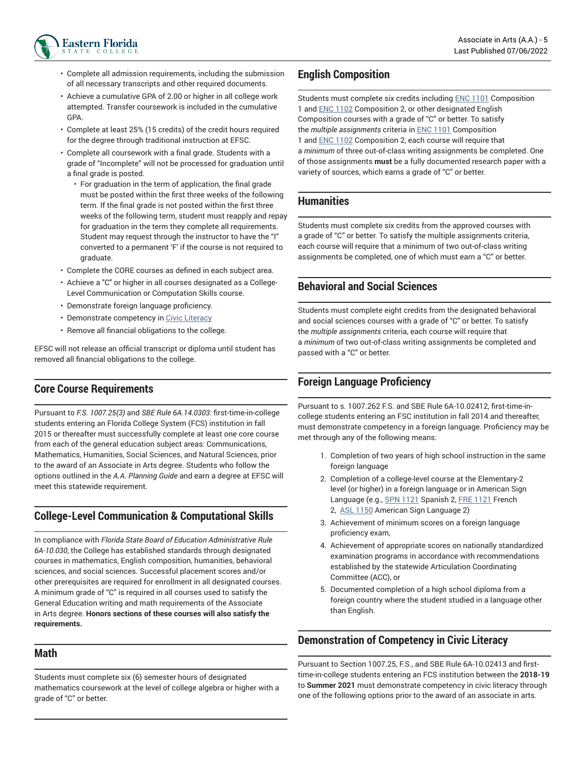- Complete all admission requirements, including the submission of all necessary transcripts and other required documents.
- Achieve a cumulative GPA of 2.00 or higher in all college work attempted. Transfer coursework is included in the cumulative GPA.
- Complete at least 25% (15 credits) of the credit hours required for the degree through traditional instruction at EFSC.
- Complete all coursework with a final grade. Students with a grade of "Incomplete" will not be processed for graduation until a final grade is posted.
  - For graduation in the term of application, the final grade must be posted within the first three weeks of the following term. If the final grade is not posted within the first three weeks of the following term, student must reapply and repay for graduation in the term they complete all requirements. Student may request through the instructor to have the "I" converted to a permanent 'F' if the course is not required to graduate.
- Complete the CORE courses as defined in each subject area.
- Achieve a "C" or higher in all courses designated as a College-Level Communication or Computation Skills course.
- Demonstrate foreign language proficiency.
- Demonstrate competency in Civic Literacy
- Remove all financial obligations to the college.

EFSC will not release an official transcript or diploma until student has removed all financial obligations to the college.

## Core Course Requirements

Pursuant to *F.S. 1007.25(3)* and *SBE Rule 6A.14.0303:* first-time-in-college students entering an Florida College System (FCS) institution in fall 2015 or thereafter must successfully complete at least one core course from each of the general education subject areas: Communications, Mathematics, Humanities, Social Sciences, and Natural Sciences, prior to the award of an Associate in Arts degree. Students who follow the options outlined in the *A.A. Planning Guide* and earn a degree at EFSC will meet this statewide requirement.

## College-Level Communication & Computational Skills

In compliance with *Florida State Board of Education Administrative Rule 6A-10.030*, the College has established standards through designated courses in mathematics, English composition, humanities, behavioral sciences, and social sciences. Successful placement scores and/or other prerequisites are required for enrollment in all designated courses. A minimum grade of "C" is required in all courses used to satisfy the General Education writing and math requirements of the Associate in Arts degree. **Honors sections of these courses will also satisfy the requirements.**

## Math

Students must complete six (6) semester hours of designated mathematics coursework at the level of college algebra or higher with a grade of "C" or better.

## English Composition

Students must complete six credits including ENC 1101 Composition 1 and ENC 1102 Composition 2, or other designated English Composition courses with a grade of "C" or better. To satisfy the *multiple assignments* criteria in ENC 1101 Composition 1 and ENC 1102 Composition 2, each course will require that a *minimum* of three out-of-class writing assignments be completed. One of those assignments **must** be a fully documented research paper with a variety of sources, which earns a grade of "C" or better.

## Humanities

Students must complete six credits from the approved courses with a grade of "C" or better. To satisfy the multiple assignments criteria, each course will require that a minimum of two out-of-class writing assignments be completed, one of which must earn a "C" or better.

## Behavioral and Social Sciences

Students must complete eight credits from the designated behavioral and social sciences courses with a grade of "C" or better. To satisfy the *multiple assignments* criteria, each course will require that a *minimum* of two out-of-class writing assignments be completed and passed with a "C" or better.

## Foreign Language Proficiency

Pursuant to s. 1007.262 F.S. and SBE Rule 6A-10.02412, first-time-in-college students entering an FSC institution in fall 2014 and thereafter, must demonstrate competency in a foreign language. Proficiency may be met through any of the following means:

1. Completion of two years of high school instruction in the same foreign language
2. Completion of a college-level course at the Elementary-2 level (or higher) in a foreign language or in American Sign Language (e.g., SPN 1121 Spanish 2, FRE 1121 French 2, ASL 1150 American Sign Language 2)
3. Achievement of minimum scores on a foreign language proficiency exam,
4. Achievement of appropriate scores on nationally standardized examination programs in accordance with recommendations established by the statewide Articulation Coordinating Committee (ACC), or
5. Documented completion of a high school diploma from a foreign country where the student studied in a language other than English.

## Demonstration of Competency in Civic Literacy

Pursuant to Section 1007.25, F.S., and SBE Rule 6A-10.02413 and first-time-in-college students entering an FCS institution between the **2018-19** to **Summer 2021** must demonstrate competency in civic literacy through one of the following options prior to the award of an associate in arts.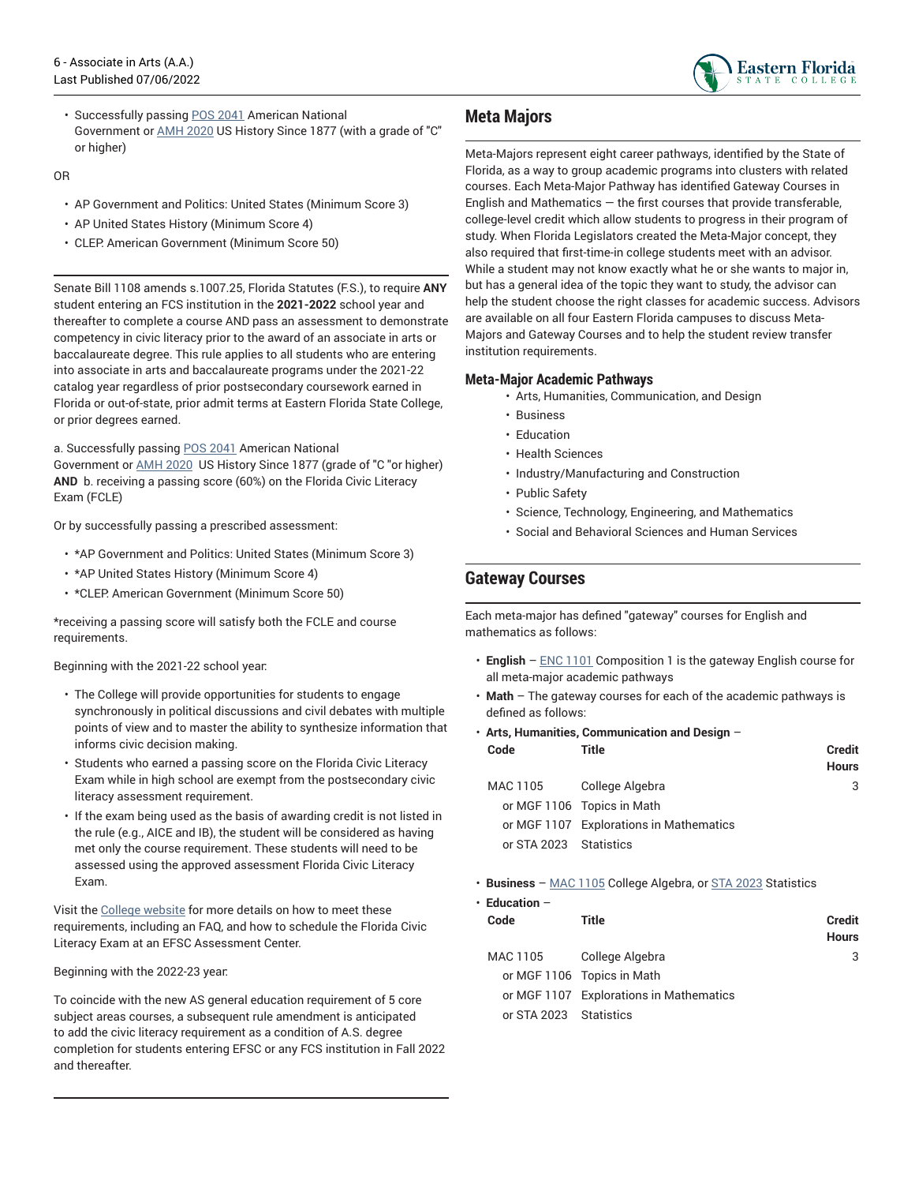- Successfully passing POS 2041 American National Government or AMH 2020 US History Since 1877 (with a grade of "C" or higher)

OR

- AP Government and Politics: United States (Minimum Score 3)
- AP United States History (Minimum Score 4)
- CLEP. American Government (Minimum Score 50)

---

Senate Bill 1108 amends s.1007.25, Florida Statutes (F.S.), to require **ANY** student entering an FCS institution in the **2021-2022** school year and thereafter to complete a course AND pass an assessment to demonstrate competency in civic literacy prior to the award of an associate in arts or baccalaureate degree. This rule applies to all students who are entering into associate in arts and baccalaureate programs under the 2021-22 catalog year regardless of prior postsecondary coursework earned in Florida or out-of-state, prior admit terms at Eastern Florida State College, or prior degrees earned.

a. Successfully passing POS 2041 American National Government or AMH 2020 US History Since 1877 (grade of "C "or higher) **AND** b. receiving a passing score (60%) on the Florida Civic Literacy Exam (FCLE)

Or by successfully passing a prescribed assessment:

- *AP Government and Politics: United States (Minimum Score 3)
- *AP United States History (Minimum Score 4)
- *CLEP. American Government (Minimum Score 50)

*receiving a passing score will satisfy both the FCLE and course requirements.

Beginning with the 2021-22 school year:

- The College will provide opportunities for students to engage synchronously in political discussions and civil debates with multiple points of view and to master the ability to synthesize information that informs civic decision making.
- Students who earned a passing score on the Florida Civic Literacy Exam while in high school are exempt from the postsecondary civic literacy assessment requirement.
- If the exam being used as the basis of awarding credit is not listed in the rule (e.g., AICE and IB), the student will be considered as having met only the course requirement. These students will need to be assessed using the approved assessment Florida Civic Literacy Exam.

Visit the College website for more details on how to meet these requirements, including an FAQ, and how to schedule the Florida Civic Literacy Exam at an EFSC Assessment Center.

Beginning with the 2022-23 year:

To coincide with the new AS general education requirement of 5 core subject areas courses, a subsequent rule amendment is anticipated to add the civic literacy requirement as a condition of A.S. degree completion for students entering EFSC or any FCS institution in Fall 2022 and thereafter.

---

## Meta Majors

Meta-Majors represent eight career pathways, identified by the State of Florida, as a way to group academic programs into clusters with related courses. Each Meta-Major Pathway has identified Gateway Courses in English and Mathematics — the first courses that provide transferable, college-level credit which allow students to progress in their program of study. When Florida Legislators created the Meta-Major concept, they also required that first-time-in college students meet with an advisor. While a student may not know exactly what he or she wants to major in, but has a general idea of the topic they want to study, the advisor can help the student choose the right classes for academic success. Advisors are available on all four Eastern Florida campuses to discuss Meta-Majors and Gateway Courses and to help the student review transfer institution requirements.

### Meta-Major Academic Pathways

- Arts, Humanities, Communication, and Design
- Business
- Education
- Health Sciences
- Industry/Manufacturing and Construction
- Public Safety
- Science, Technology, Engineering, and Mathematics
- Social and Behavioral Sciences and Human Services

## Gateway Courses

Each meta-major has defined "gateway" courses for English and mathematics as follows:

- **English** – ENC 1101 Composition 1 is the gateway English course for all meta-major academic pathways
- **Math** – The gateway courses for each of the academic pathways is defined as follows:
- **Arts, Humanities, Communication and Design** –

| Code | Title | Credit Hours |
|---|---|---|
| MAC 1105 | College Algebra | 3 |
| or MGF 1106 | Topics in Math | |
| or MGF 1107 | Explorations in Mathematics | |
| or STA 2023 | Statistics | |

- **Business** – MAC 1105 College Algebra, or STA 2023 Statistics
- **Education** –

| Code | Title | Credit Hours |
|---|---|---|
| MAC 1105 | College Algebra | 3 |
| or MGF 1106 | Topics in Math | |
| or MGF 1107 | Explorations in Mathematics | |
| or STA 2023 | Statistics | |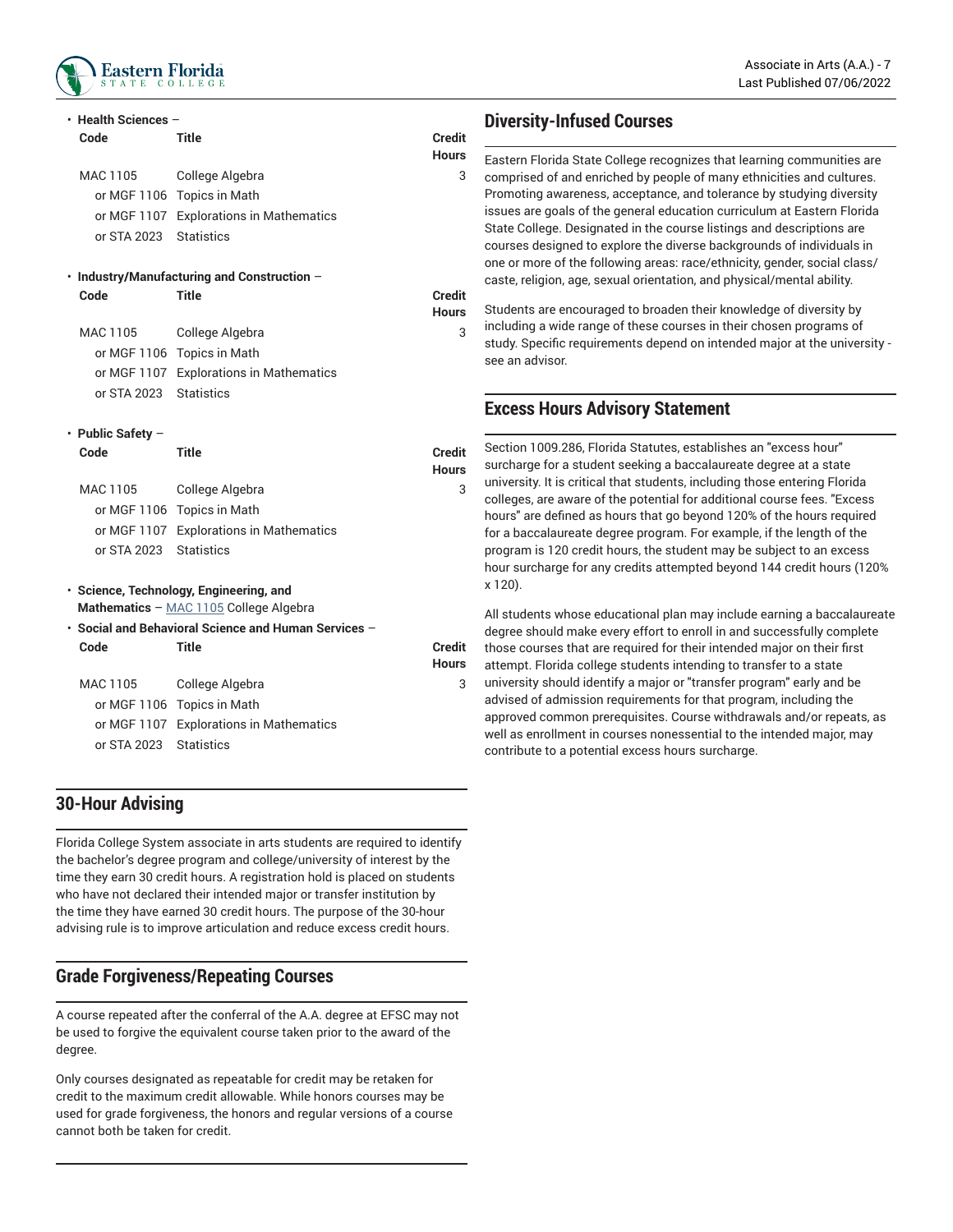- **Health Sciences** –

| Code | Title | Credit Hours |
|---|---|---|
| MAC 1105 | College Algebra | 3 |
| or MGF 1106 | Topics in Math | |
| or MGF 1107 | Explorations in Mathematics | |
| or STA 2023 | Statistics | |

- **Industry/Manufacturing and Construction** –

| Code | Title | Credit Hours |
|---|---|---|
| MAC 1105 | College Algebra | 3 |
| or MGF 1106 | Topics in Math | |
| or MGF 1107 | Explorations in Mathematics | |
| or STA 2023 | Statistics | |

- **Public Safety** –

| Code | Title | Credit Hours |
|---|---|---|
| MAC 1105 | College Algebra | 3 |
| or MGF 1106 | Topics in Math | |
| or MGF 1107 | Explorations in Mathematics | |
| or STA 2023 | Statistics | |

- **Science, Technology, Engineering, and Mathematics** – MAC 1105 College Algebra
- **Social and Behavioral Science and Human Services** –

| Code | Title | Credit Hours |
|---|---|---|
| MAC 1105 | College Algebra | 3 |
| or MGF 1106 | Topics in Math | |
| or MGF 1107 | Explorations in Mathematics | |
| or STA 2023 | Statistics | |

## 30-Hour Advising

Florida College System associate in arts students are required to identify the bachelor's degree program and college/university of interest by the time they earn 30 credit hours. A registration hold is placed on students who have not declared their intended major or transfer institution by the time they have earned 30 credit hours. The purpose of the 30-hour advising rule is to improve articulation and reduce excess credit hours.

## Grade Forgiveness/Repeating Courses

A course repeated after the conferral of the A.A. degree at EFSC may not be used to forgive the equivalent course taken prior to the award of the degree.

Only courses designated as repeatable for credit may be retaken for credit to the maximum credit allowable. While honors courses may be used for grade forgiveness, the honors and regular versions of a course cannot both be taken for credit.

## Diversity-Infused Courses

Eastern Florida State College recognizes that learning communities are comprised of and enriched by people of many ethnicities and cultures. Promoting awareness, acceptance, and tolerance by studying diversity issues are goals of the general education curriculum at Eastern Florida State College. Designated in the course listings and descriptions are courses designed to explore the diverse backgrounds of individuals in one or more of the following areas: race/ethnicity, gender, social class/caste, religion, age, sexual orientation, and physical/mental ability.

Students are encouraged to broaden their knowledge of diversity by including a wide range of these courses in their chosen programs of study. Specific requirements depend on intended major at the university - see an advisor.

## Excess Hours Advisory Statement

Section 1009.286, Florida Statutes, establishes an "excess hour" surcharge for a student seeking a baccalaureate degree at a state university. It is critical that students, including those entering Florida colleges, are aware of the potential for additional course fees. "Excess hours" are defined as hours that go beyond 120% of the hours required for a baccalaureate degree program. For example, if the length of the program is 120 credit hours, the student may be subject to an excess hour surcharge for any credits attempted beyond 144 credit hours (120% x 120).

All students whose educational plan may include earning a baccalaureate degree should make every effort to enroll in and successfully complete those courses that are required for their intended major on their first attempt. Florida college students intending to transfer to a state university should identify a major or "transfer program" early and be advised of admission requirements for that program, including the approved common prerequisites. Course withdrawals and/or repeats, as well as enrollment in courses nonessential to the intended major, may contribute to a potential excess hours surcharge.